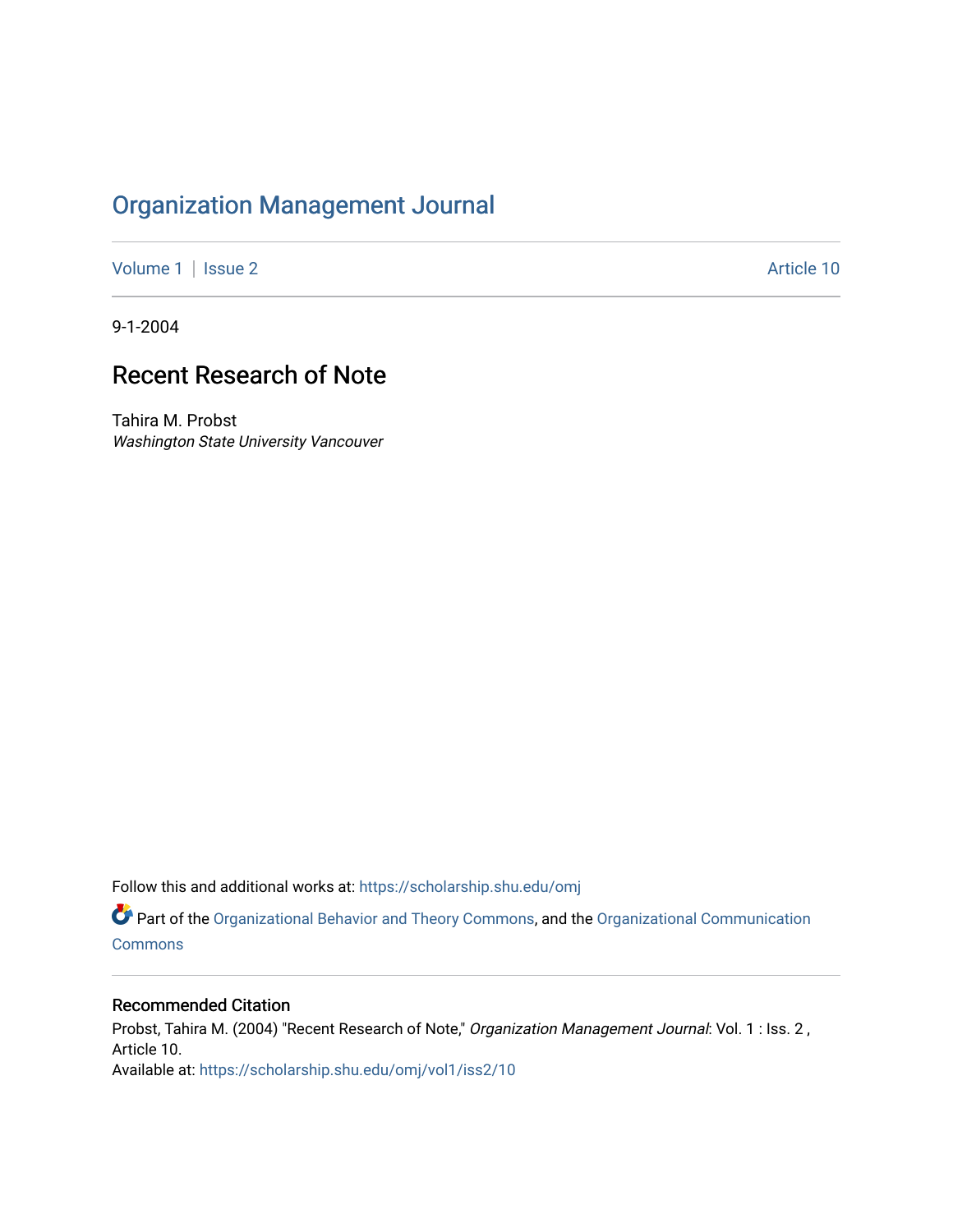# Organization Management Journal

Volume 1 | Issue 2 Article 10

9-1-2004

## Recent Research of Note

Tahira M. Probst
*Washington State University Vancouver*

Follow this and additional works at: https://scholarship.shu.edu/omj

Part of the Organizational Behavior and Theory Commons, and the Organizational Communication Commons

### Recommended Citation

Probst, Tahira M. (2004) "Recent Research of Note," *Organization Management Journal*: Vol. 1 : Iss. 2 , Article 10.
Available at: https://scholarship.shu.edu/omj/vol1/iss2/10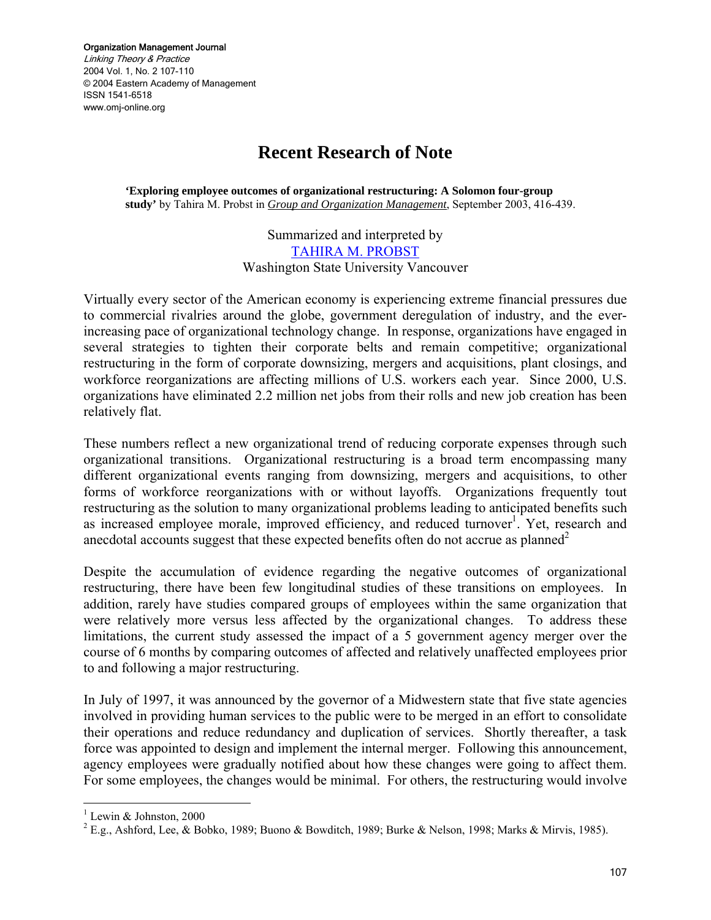# Recent Research of Note

**'Exploring employee outcomes of organizational restructuring: A Solomon four-group study'** by Tahira M. Probst in *Group and Organization Management*, September 2003, 416-439.

Summarized and interpreted by
TAHIRA M. PROBST
Washington State University Vancouver

Virtually every sector of the American economy is experiencing extreme financial pressures due to commercial rivalries around the globe, government deregulation of industry, and the ever-increasing pace of organizational technology change. In response, organizations have engaged in several strategies to tighten their corporate belts and remain competitive; organizational restructuring in the form of corporate downsizing, mergers and acquisitions, plant closings, and workforce reorganizations are affecting millions of U.S. workers each year. Since 2000, U.S. organizations have eliminated 2.2 million net jobs from their rolls and new job creation has been relatively flat.

These numbers reflect a new organizational trend of reducing corporate expenses through such organizational transitions. Organizational restructuring is a broad term encompassing many different organizational events ranging from downsizing, mergers and acquisitions, to other forms of workforce reorganizations with or without layoffs. Organizations frequently tout restructuring as the solution to many organizational problems leading to anticipated benefits such as increased employee morale, improved efficiency, and reduced turnover[1]. Yet, research and anecdotal accounts suggest that these expected benefits often do not accrue as planned[2]

Despite the accumulation of evidence regarding the negative outcomes of organizational restructuring, there have been few longitudinal studies of these transitions on employees. In addition, rarely have studies compared groups of employees within the same organization that were relatively more versus less affected by the organizational changes. To address these limitations, the current study assessed the impact of a 5 government agency merger over the course of 6 months by comparing outcomes of affected and relatively unaffected employees prior to and following a major restructuring.

In July of 1997, it was announced by the governor of a Midwestern state that five state agencies involved in providing human services to the public were to be merged in an effort to consolidate their operations and reduce redundancy and duplication of services. Shortly thereafter, a task force was appointed to design and implement the internal merger. Following this announcement, agency employees were gradually notified about how these changes were going to affect them. For some employees, the changes would be minimal. For others, the restructuring would involve

---

[1] Lewin & Johnston, 2000

[2] E.g., Ashford, Lee, & Bobko, 1989; Buono & Bowditch, 1989; Burke & Nelson, 1998; Marks & Mirvis, 1985).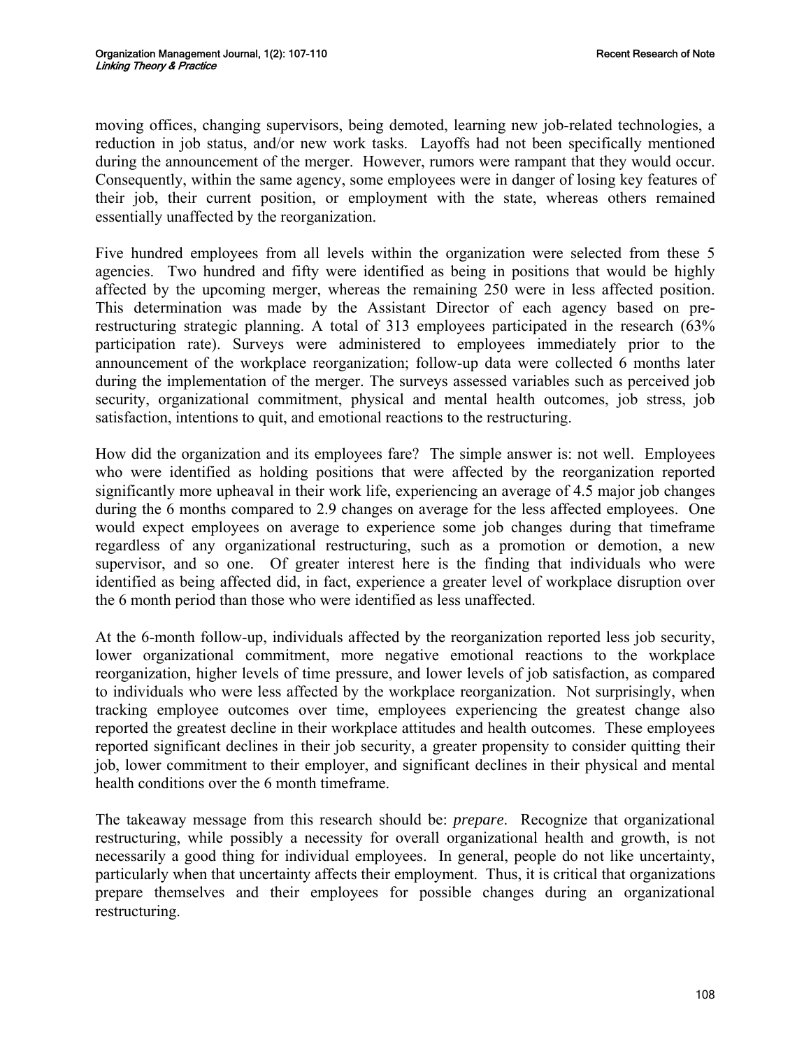moving offices, changing supervisors, being demoted, learning new job-related technologies, a reduction in job status, and/or new work tasks. Layoffs had not been specifically mentioned during the announcement of the merger. However, rumors were rampant that they would occur. Consequently, within the same agency, some employees were in danger of losing key features of their job, their current position, or employment with the state, whereas others remained essentially unaffected by the reorganization.

Five hundred employees from all levels within the organization were selected from these 5 agencies. Two hundred and fifty were identified as being in positions that would be highly affected by the upcoming merger, whereas the remaining 250 were in less affected position. This determination was made by the Assistant Director of each agency based on pre-restructuring strategic planning. A total of 313 employees participated in the research (63% participation rate). Surveys were administered to employees immediately prior to the announcement of the workplace reorganization; follow-up data were collected 6 months later during the implementation of the merger. The surveys assessed variables such as perceived job security, organizational commitment, physical and mental health outcomes, job stress, job satisfaction, intentions to quit, and emotional reactions to the restructuring.

How did the organization and its employees fare? The simple answer is: not well. Employees who were identified as holding positions that were affected by the reorganization reported significantly more upheaval in their work life, experiencing an average of 4.5 major job changes during the 6 months compared to 2.9 changes on average for the less affected employees. One would expect employees on average to experience some job changes during that timeframe regardless of any organizational restructuring, such as a promotion or demotion, a new supervisor, and so one. Of greater interest here is the finding that individuals who were identified as being affected did, in fact, experience a greater level of workplace disruption over the 6 month period than those who were identified as less unaffected.

At the 6-month follow-up, individuals affected by the reorganization reported less job security, lower organizational commitment, more negative emotional reactions to the workplace reorganization, higher levels of time pressure, and lower levels of job satisfaction, as compared to individuals who were less affected by the workplace reorganization. Not surprisingly, when tracking employee outcomes over time, employees experiencing the greatest change also reported the greatest decline in their workplace attitudes and health outcomes. These employees reported significant declines in their job security, a greater propensity to consider quitting their job, lower commitment to their employer, and significant declines in their physical and mental health conditions over the 6 month timeframe.

The takeaway message from this research should be: *prepare*. Recognize that organizational restructuring, while possibly a necessity for overall organizational health and growth, is not necessarily a good thing for individual employees. In general, people do not like uncertainty, particularly when that uncertainty affects their employment. Thus, it is critical that organizations prepare themselves and their employees for possible changes during an organizational restructuring.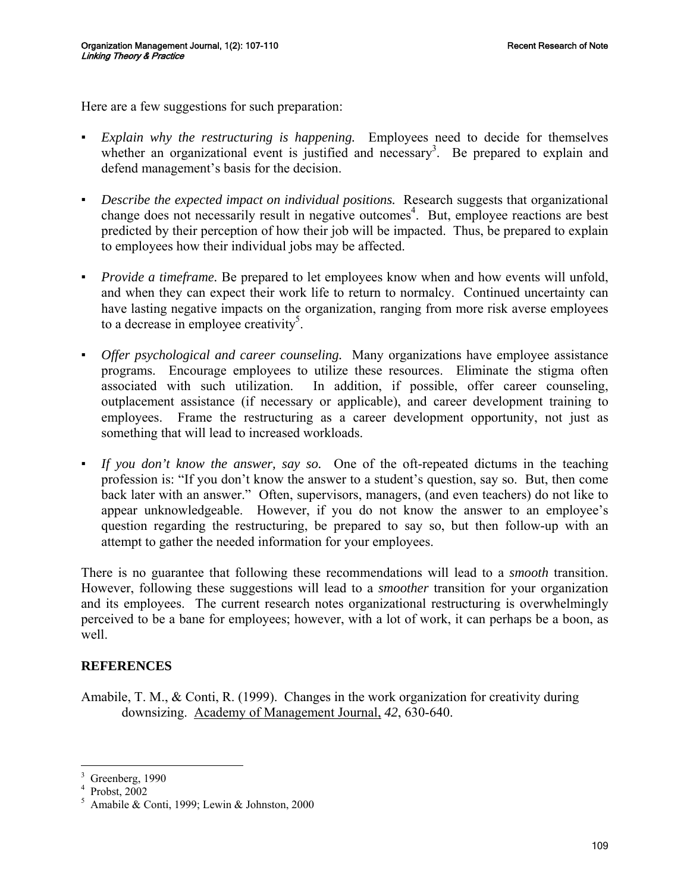Here are a few suggestions for such preparation:

- *Explain why the restructuring is happening.* Employees need to decide for themselves whether an organizational event is justified and necessary[3]. Be prepared to explain and defend management's basis for the decision.

- *Describe the expected impact on individual positions.* Research suggests that organizational change does not necessarily result in negative outcomes[4]. But, employee reactions are best predicted by their perception of how their job will be impacted. Thus, be prepared to explain to employees how their individual jobs may be affected.

- *Provide a timeframe.* Be prepared to let employees know when and how events will unfold, and when they can expect their work life to return to normalcy. Continued uncertainty can have lasting negative impacts on the organization, ranging from more risk averse employees to a decrease in employee creativity[5].

- *Offer psychological and career counseling.* Many organizations have employee assistance programs. Encourage employees to utilize these resources. Eliminate the stigma often associated with such utilization. In addition, if possible, offer career counseling, outplacement assistance (if necessary or applicable), and career development training to employees. Frame the restructuring as a career development opportunity, not just as something that will lead to increased workloads.

- *If you don't know the answer, say so.* One of the oft-repeated dictums in the teaching profession is: "If you don't know the answer to a student's question, say so. But, then come back later with an answer." Often, supervisors, managers, (and even teachers) do not like to appear unknowledgeable. However, if you do not know the answer to an employee's question regarding the restructuring, be prepared to say so, but then follow-up with an attempt to gather the needed information for your employees.

There is no guarantee that following these recommendations will lead to a *smooth* transition. However, following these suggestions will lead to a *smoother* transition for your organization and its employees. The current research notes organizational restructuring is overwhelmingly perceived to be a bane for employees; however, with a lot of work, it can perhaps be a boon, as well.

## REFERENCES

Amabile, T. M., & Conti, R. (1999). Changes in the work organization for creativity during downsizing. Academy of Management Journal, *42*, 630-640.

---

[3] Greenberg, 1990

[4] Probst, 2002

[5] Amabile & Conti, 1999; Lewin & Johnston, 2000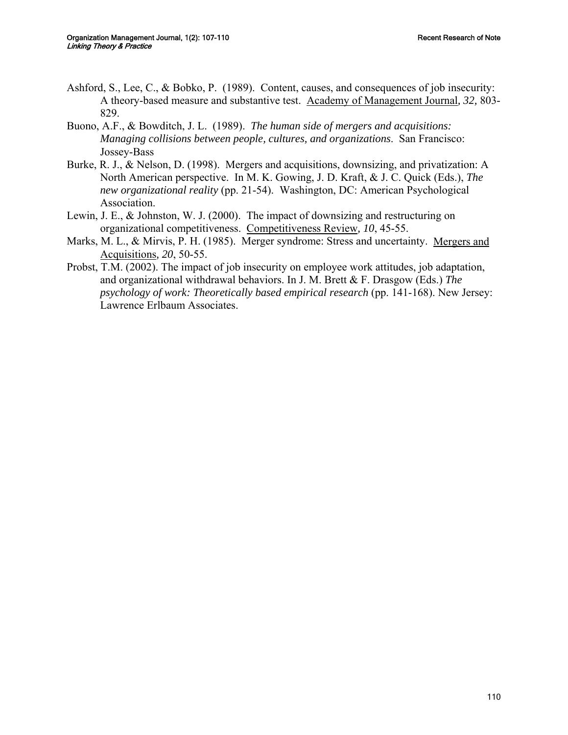Ashford, S., Lee, C., & Bobko, P. (1989). Content, causes, and consequences of job insecurity: A theory-based measure and substantive test. Academy of Management Journal, *32,* 803-829.

Buono, A.F., & Bowditch, J. L. (1989). *The human side of mergers and acquisitions: Managing collisions between people, cultures, and organizations*. San Francisco: Jossey-Bass

Burke, R. J., & Nelson, D. (1998). Mergers and acquisitions, downsizing, and privatization: A North American perspective. In M. K. Gowing, J. D. Kraft, & J. C. Quick (Eds.), *The new organizational reality* (pp. 21-54). Washington, DC: American Psychological Association.

Lewin, J. E., & Johnston, W. J. (2000). The impact of downsizing and restructuring on organizational competitiveness. Competitiveness Review, *10*, 45-55.

Marks, M. L., & Mirvis, P. H. (1985). Merger syndrome: Stress and uncertainty. Mergers and Acquisitions, *20*, 50-55.

Probst, T.M. (2002). The impact of job insecurity on employee work attitudes, job adaptation, and organizational withdrawal behaviors. In J. M. Brett & F. Drasgow (Eds.) *The psychology of work: Theoretically based empirical research* (pp. 141-168). New Jersey: Lawrence Erlbaum Associates.